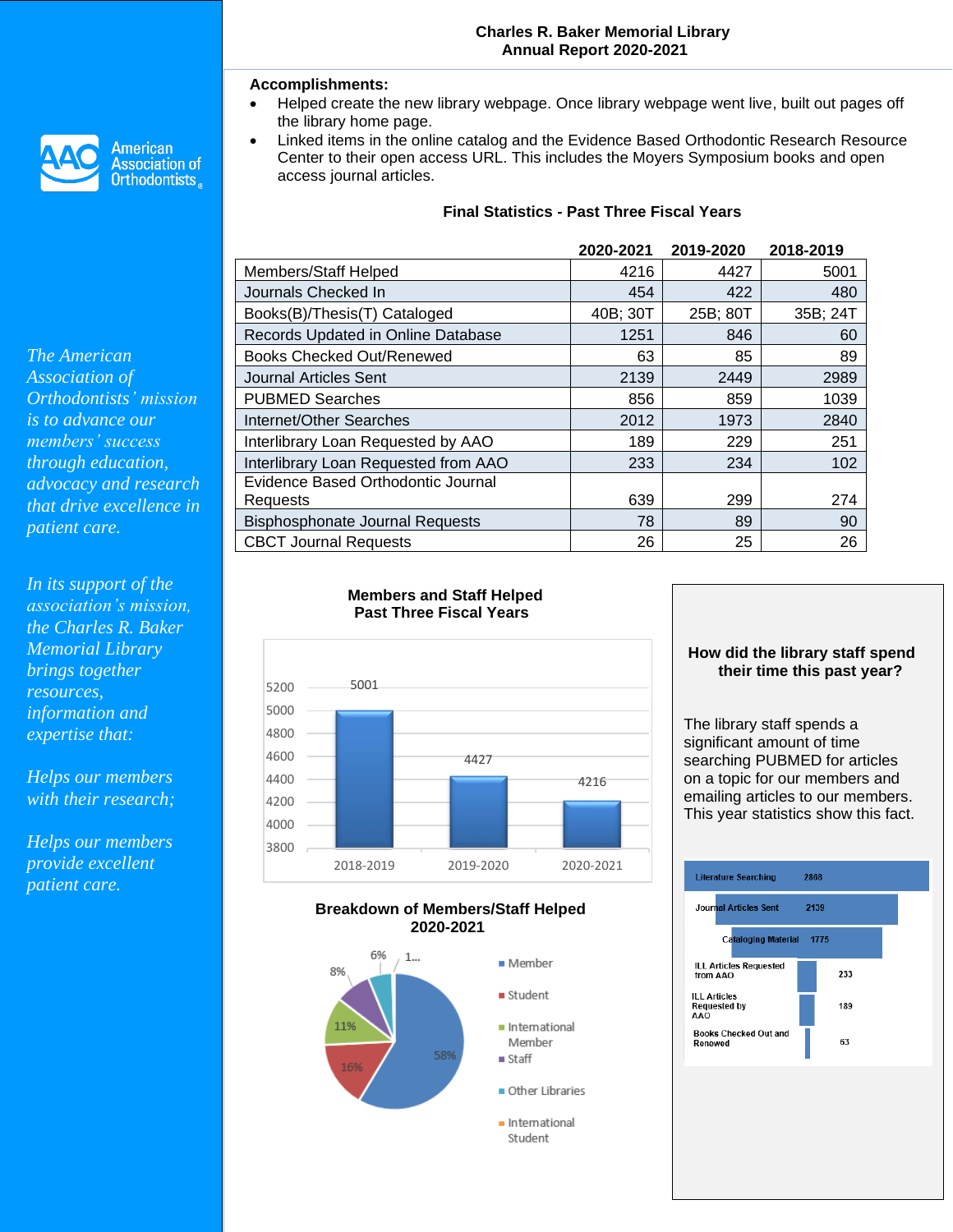# Charles R. Baker Memorial Library
## Annual Report 2020-2021

American Association of Orthodontists

*The American Association of Orthodontists' mission is to advance our members' success through education, advocacy and research that drive excellence in patient care.*

*In its support of the association's mission, the Charles R. Baker Memorial Library brings together resources, information and expertise that:*

*Helps our members with their research;*

*Helps our members provide excellent patient care.*

**Accomplishments:**

- Helped create the new library webpage. Once library webpage went live, built out pages off the library home page.
- Linked items in the online catalog and the Evidence Based Orthodontic Research Resource Center to their open access URL. This includes the Moyers Symposium books and open access journal articles.

### Final Statistics - Past Three Fiscal Years

| | 2020-2021 | 2019-2020 | 2018-2019 |
|---|---|---|---|
| Members/Staff Helped | 4216 | 4427 | 5001 |
| Journals Checked In | 454 | 422 | 480 |
| Books(B)/Thesis(T) Cataloged | 40B; 30T | 25B; 80T | 35B; 24T |
| Records Updated in Online Database | 1251 | 846 | 60 |
| Books Checked Out/Renewed | 63 | 85 | 89 |
| Journal Articles Sent | 2139 | 2449 | 2989 |
| PUBMED Searches | 856 | 859 | 1039 |
| Internet/Other Searches | 2012 | 1973 | 2840 |
| Interlibrary Loan Requested by AAO | 189 | 229 | 251 |
| Interlibrary Loan Requested from AAO | 233 | 234 | 102 |
| Evidence Based Orthodontic Journal Requests | 639 | 299 | 274 |
| Bisphosphonate Journal Requests | 78 | 89 | 90 |
| CBCT Journal Requests | 26 | 25 | 26 |

**Members and Staff Helped Past Three Fiscal Years**

5200
5000
4800
4600
4400
4200
4000
3800

5001
4427
4216

2018-2019
2019-2020
2020-2021

**Breakdown of Members/Staff Helped 2020-2021**

58%
16%
11%
8%
6%
1...

Member
Student
International Member
Staff
Other Libraries
International Student

**How did the library staff spend their time this past year?**

The library staff spends a significant amount of time searching PUBMED for articles on a topic for our members and emailing articles to our members. This year statistics show this fact.

Literature Searching 2868
Journal Articles Sent 2139
Cataloging Material 1775
ILL Articles Requested from AAO 233
ILL Articles Requested by AAO 189
Books Checked Out and Renewed 63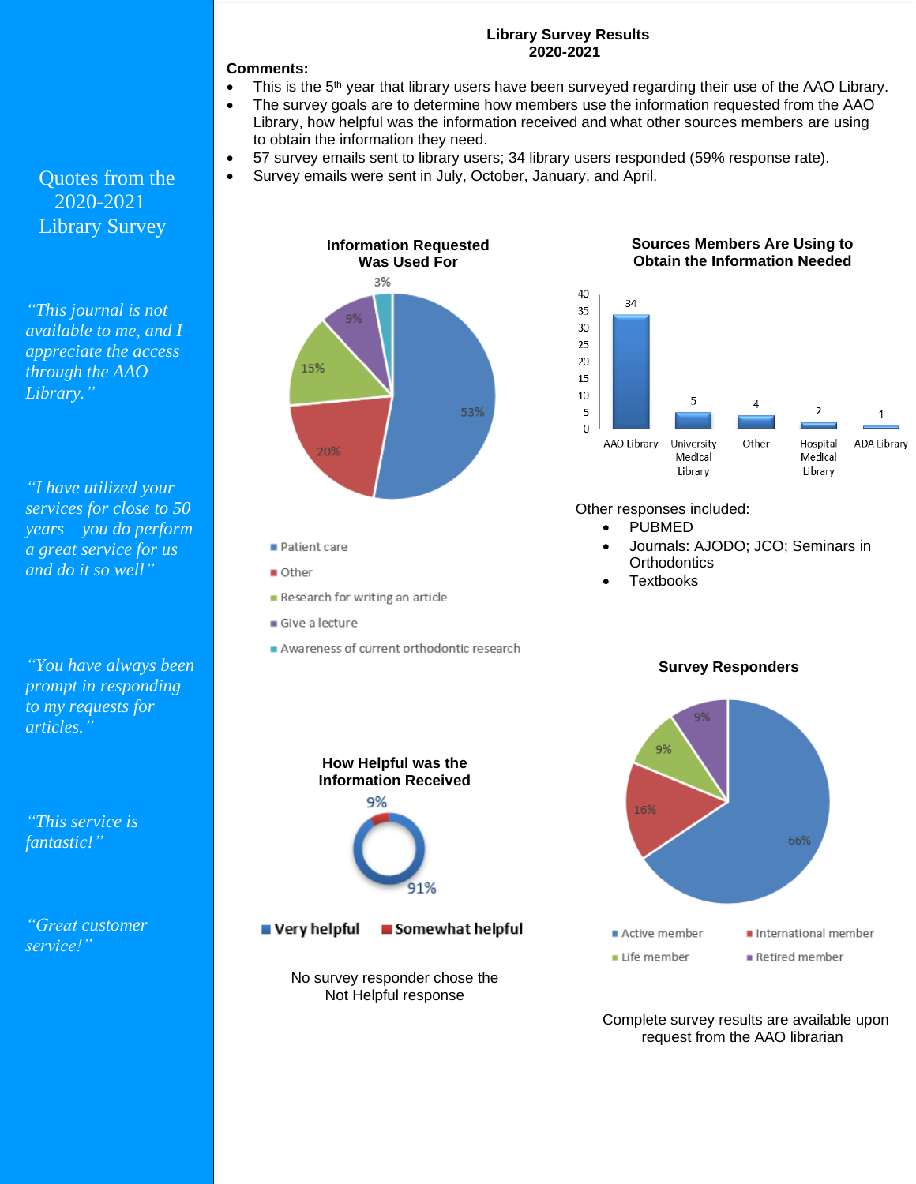# Library Survey Results
## 2020-2021

**Comments:**

- This is the 5th year that library users have been surveyed regarding their use of the AAO Library.
- The survey goals are to determine how members use the information requested from the AAO Library, how helpful was the information received and what other sources members are using to obtain the information they need.
- 57 survey emails sent to library users; 34 library users responded (59% response rate).
- Survey emails were sent in July, October, January, and April.

### Information Requested Was Used For

3%
9%
15%
53%
20%

Patient care
Other
Research for writing an article
Give a lecture
Awareness of current orthodontic research

### Sources Members Are Using to Obtain the Information Needed

40
35
30
25
20
15
10
5
0

34
5
4
2
1

AAO Library
University Medical Library
Other
Hospital Medical Library
ADA Library

Other responses included:

- PUBMED
- Journals: AJODO; JCO; Seminars in Orthodontics
- Textbooks

### How Helpful was the Information Received

9%
91%

Very helpful
Somewhat helpful

No survey responder chose the Not Helpful response

### Survey Responders

9%
9%
16%
66%

Active member
International member
Life member
Retired member

Complete survey results are available upon request from the AAO librarian

## Quotes from the 2020-2021 Library Survey

*"This journal is not available to me, and I appreciate the access through the AAO Library."*

*"I have utilized your services for close to 50 years – you do perform a great service for us and do it so well"*

*"You have always been prompt in responding to my requests for articles."*

*"This service is fantastic!"*

*"Great customer service!"*